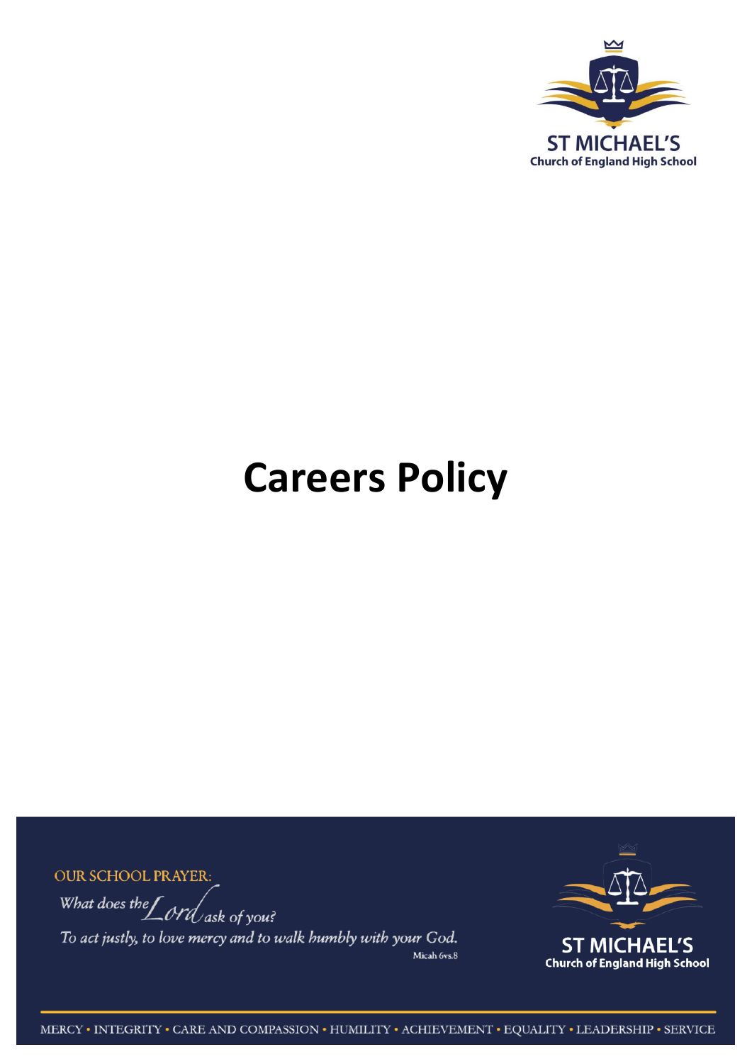ST MICHAEL'S
Church of England High School

# Careers Policy

OUR SCHOOL PRAYER:

*What does the Lord ask of you?*

*To act justly, to love mercy and to walk humbly with your God.*

Micah 6vs.8

ST MICHAEL'S
Church of England High School

MERCY • INTEGRITY • CARE AND COMPASSION • HUMILITY • ACHIEVEMENT • EQUALITY • LEADERSHIP • SERVICE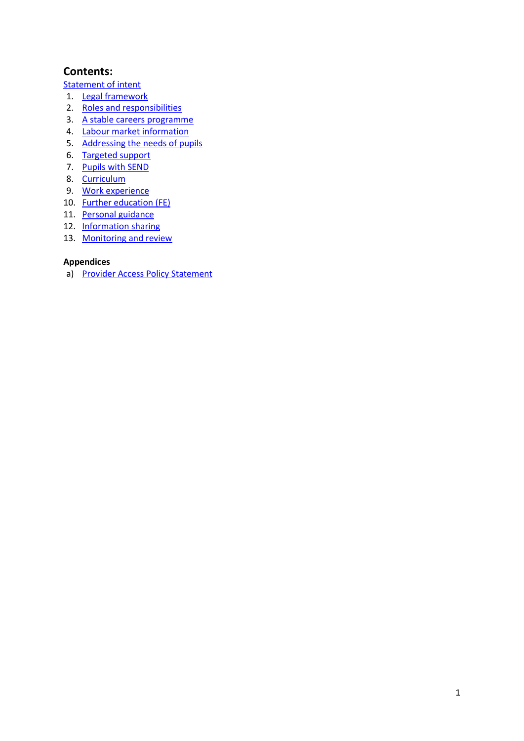## Contents:

Statement of intent

1. Legal framework
2. Roles and responsibilities
3. A stable careers programme
4. Labour market information
5. Addressing the needs of pupils
6. Targeted support
7. Pupils with SEND
8. Curriculum
9. Work experience
10. Further education (FE)
11. Personal guidance
12. Information sharing
13. Monitoring and review

**Appendices**

a) Provider Access Policy Statement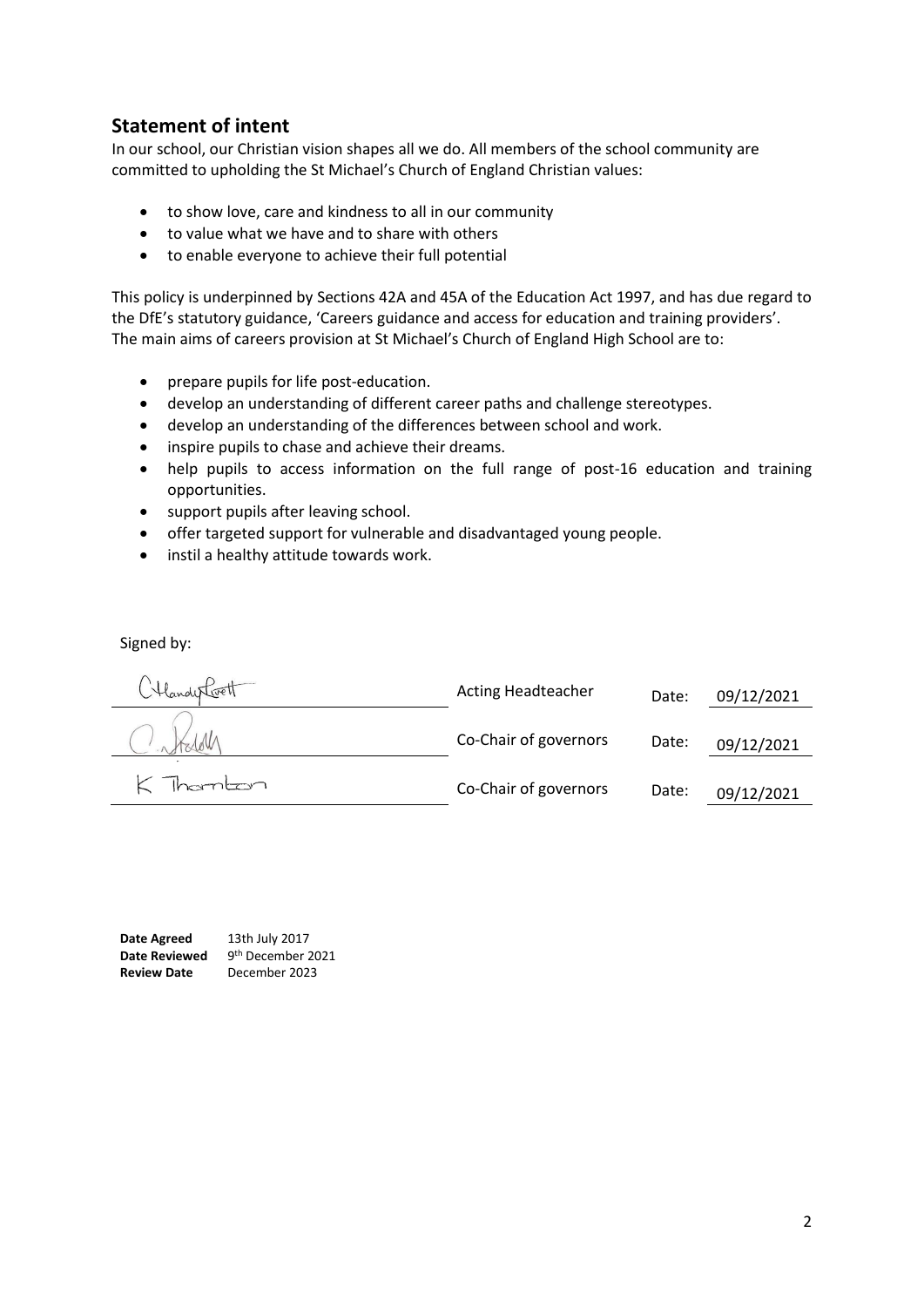## Statement of intent

In our school, our Christian vision shapes all we do. All members of the school community are committed to upholding the St Michael's Church of England Christian values:

- to show love, care and kindness to all in our community
- to value what we have and to share with others
- to enable everyone to achieve their full potential

This policy is underpinned by Sections 42A and 45A of the Education Act 1997, and has due regard to the DfE's statutory guidance, 'Careers guidance and access for education and training providers'.
The main aims of careers provision at St Michael's Church of England High School are to:

- prepare pupils for life post-education.
- develop an understanding of different career paths and challenge stereotypes.
- develop an understanding of the differences between school and work.
- inspire pupils to chase and achieve their dreams.
- help pupils to access information on the full range of post-16 education and training opportunities.
- support pupils after leaving school.
- offer targeted support for vulnerable and disadvantaged young people.
- instil a healthy attitude towards work.

Signed by:

| | | | |
|---|---|---|---|
| C Handy Lovett | Acting Headteacher | Date: | 09/12/2021 |
| C. Kelly | Co-Chair of governors | Date: | 09/12/2021 |
| K Thornton | Co-Chair of governors | Date: | 09/12/2021 |

**Date Agreed** 13th July 2017
**Date Reviewed** 9th December 2021
**Review Date** December 2023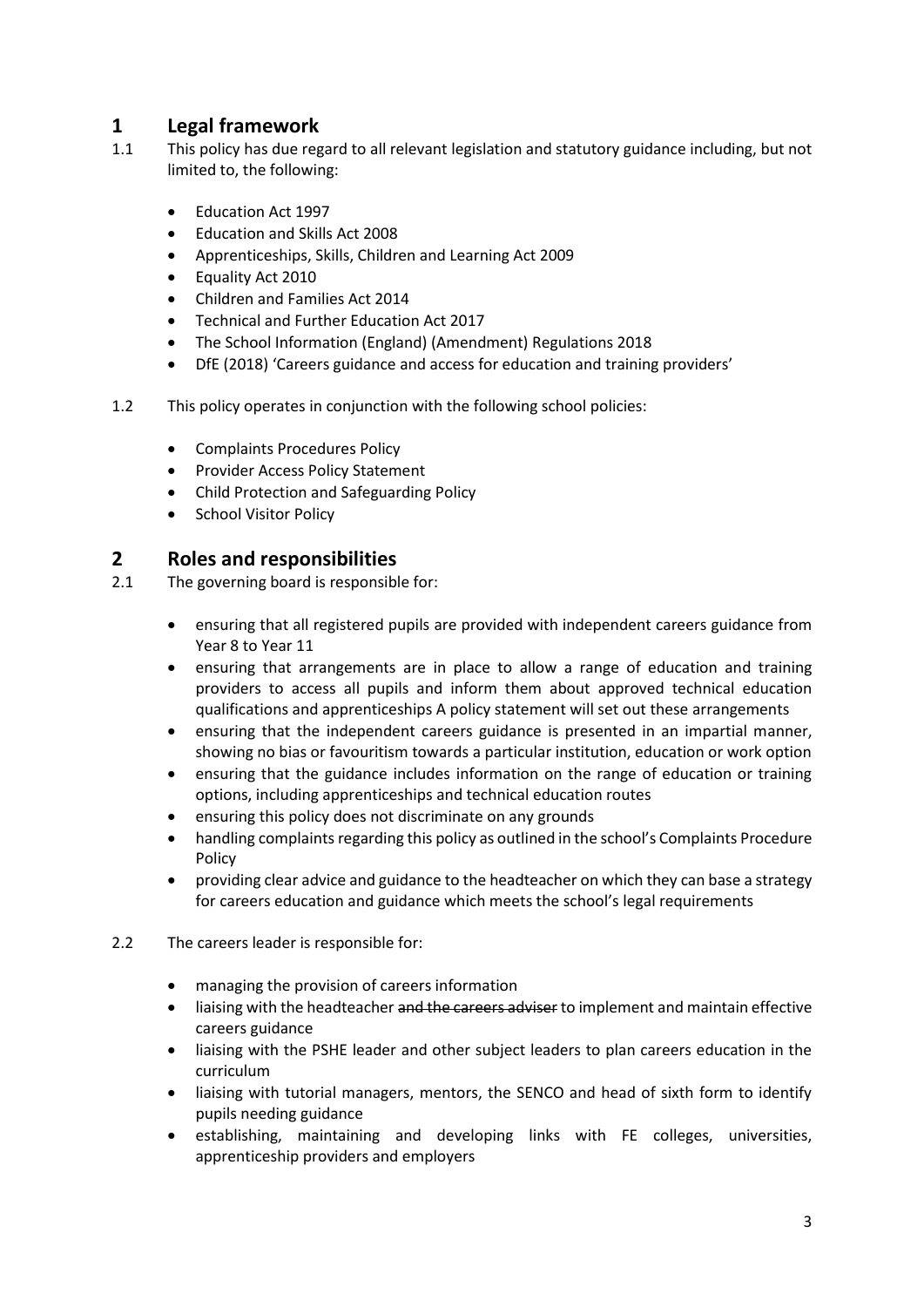# 1 Legal framework

1.1 This policy has due regard to all relevant legislation and statutory guidance including, but not limited to, the following:

- Education Act 1997
- Education and Skills Act 2008
- Apprenticeships, Skills, Children and Learning Act 2009
- Equality Act 2010
- Children and Families Act 2014
- Technical and Further Education Act 2017
- The School Information (England) (Amendment) Regulations 2018
- DfE (2018) 'Careers guidance and access for education and training providers'

1.2 This policy operates in conjunction with the following school policies:

- Complaints Procedures Policy
- Provider Access Policy Statement
- Child Protection and Safeguarding Policy
- School Visitor Policy

# 2 Roles and responsibilities

2.1 The governing board is responsible for:

- ensuring that all registered pupils are provided with independent careers guidance from Year 8 to Year 11
- ensuring that arrangements are in place to allow a range of education and training providers to access all pupils and inform them about approved technical education qualifications and apprenticeships A policy statement will set out these arrangements
- ensuring that the independent careers guidance is presented in an impartial manner, showing no bias or favouritism towards a particular institution, education or work option
- ensuring that the guidance includes information on the range of education or training options, including apprenticeships and technical education routes
- ensuring this policy does not discriminate on any grounds
- handling complaints regarding this policy as outlined in the school's Complaints Procedure Policy
- providing clear advice and guidance to the headteacher on which they can base a strategy for careers education and guidance which meets the school's legal requirements

2.2 The careers leader is responsible for:

- managing the provision of careers information
- liaising with the headteacher ~~and the careers adviser~~ to implement and maintain effective careers guidance
- liaising with the PSHE leader and other subject leaders to plan careers education in the curriculum
- liaising with tutorial managers, mentors, the SENCO and head of sixth form to identify pupils needing guidance
- establishing, maintaining and developing links with FE colleges, universities, apprenticeship providers and employers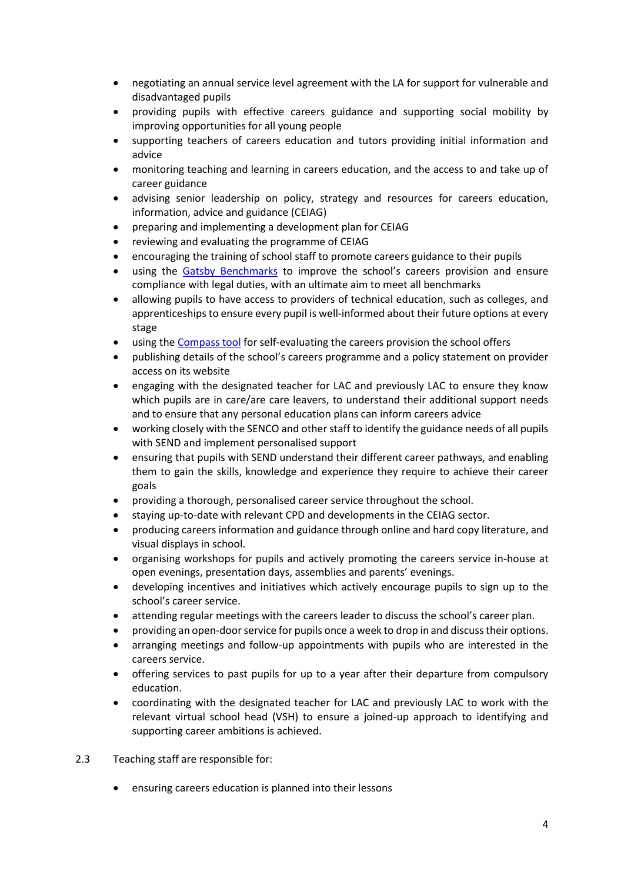- negotiating an annual service level agreement with the LA for support for vulnerable and disadvantaged pupils
- providing pupils with effective careers guidance and supporting social mobility by improving opportunities for all young people
- supporting teachers of careers education and tutors providing initial information and advice
- monitoring teaching and learning in careers education, and the access to and take up of career guidance
- advising senior leadership on policy, strategy and resources for careers education, information, advice and guidance (CEIAG)
- preparing and implementing a development plan for CEIAG
- reviewing and evaluating the programme of CEIAG
- encouraging the training of school staff to promote careers guidance to their pupils
- using the Gatsby Benchmarks to improve the school's careers provision and ensure compliance with legal duties, with an ultimate aim to meet all benchmarks
- allowing pupils to have access to providers of technical education, such as colleges, and apprenticeships to ensure every pupil is well-informed about their future options at every stage
- using the Compass tool for self-evaluating the careers provision the school offers
- publishing details of the school's careers programme and a policy statement on provider access on its website
- engaging with the designated teacher for LAC and previously LAC to ensure they know which pupils are in care/are care leavers, to understand their additional support needs and to ensure that any personal education plans can inform careers advice
- working closely with the SENCO and other staff to identify the guidance needs of all pupils with SEND and implement personalised support
- ensuring that pupils with SEND understand their different career pathways, and enabling them to gain the skills, knowledge and experience they require to achieve their career goals
- providing a thorough, personalised career service throughout the school.
- staying up-to-date with relevant CPD and developments in the CEIAG sector.
- producing careers information and guidance through online and hard copy literature, and visual displays in school.
- organising workshops for pupils and actively promoting the careers service in-house at open evenings, presentation days, assemblies and parents' evenings.
- developing incentives and initiatives which actively encourage pupils to sign up to the school's career service.
- attending regular meetings with the careers leader to discuss the school's career plan.
- providing an open-door service for pupils once a week to drop in and discuss their options.
- arranging meetings and follow-up appointments with pupils who are interested in the careers service.
- offering services to past pupils for up to a year after their departure from compulsory education.
- coordinating with the designated teacher for LAC and previously LAC to work with the relevant virtual school head (VSH) to ensure a joined-up approach to identifying and supporting career ambitions is achieved.

2.3 Teaching staff are responsible for:

- ensuring careers education is planned into their lessons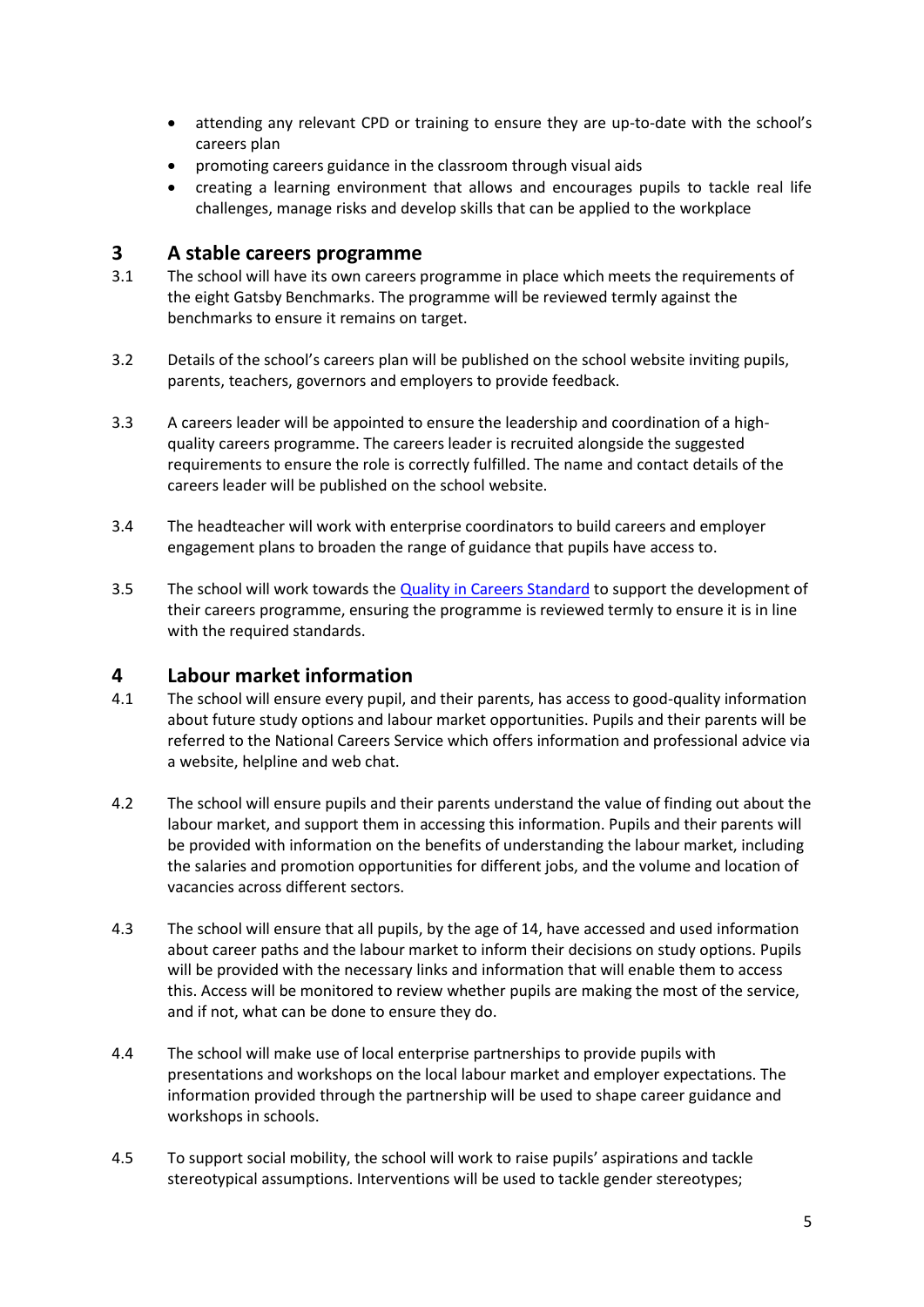- attending any relevant CPD or training to ensure they are up-to-date with the school's careers plan
- promoting careers guidance in the classroom through visual aids
- creating a learning environment that allows and encourages pupils to tackle real life challenges, manage risks and develop skills that can be applied to the workplace

## 3 A stable careers programme

3.1 The school will have its own careers programme in place which meets the requirements of the eight Gatsby Benchmarks. The programme will be reviewed termly against the benchmarks to ensure it remains on target.

3.2 Details of the school's careers plan will be published on the school website inviting pupils, parents, teachers, governors and employers to provide feedback.

3.3 A careers leader will be appointed to ensure the leadership and coordination of a high-quality careers programme. The careers leader is recruited alongside the suggested requirements to ensure the role is correctly fulfilled. The name and contact details of the careers leader will be published on the school website.

3.4 The headteacher will work with enterprise coordinators to build careers and employer engagement plans to broaden the range of guidance that pupils have access to.

3.5 The school will work towards the Quality in Careers Standard to support the development of their careers programme, ensuring the programme is reviewed termly to ensure it is in line with the required standards.

## 4 Labour market information

4.1 The school will ensure every pupil, and their parents, has access to good-quality information about future study options and labour market opportunities. Pupils and their parents will be referred to the National Careers Service which offers information and professional advice via a website, helpline and web chat.

4.2 The school will ensure pupils and their parents understand the value of finding out about the labour market, and support them in accessing this information. Pupils and their parents will be provided with information on the benefits of understanding the labour market, including the salaries and promotion opportunities for different jobs, and the volume and location of vacancies across different sectors.

4.3 The school will ensure that all pupils, by the age of 14, have accessed and used information about career paths and the labour market to inform their decisions on study options. Pupils will be provided with the necessary links and information that will enable them to access this. Access will be monitored to review whether pupils are making the most of the service, and if not, what can be done to ensure they do.

4.4 The school will make use of local enterprise partnerships to provide pupils with presentations and workshops on the local labour market and employer expectations. The information provided through the partnership will be used to shape career guidance and workshops in schools.

4.5 To support social mobility, the school will work to raise pupils' aspirations and tackle stereotypical assumptions. Interventions will be used to tackle gender stereotypes;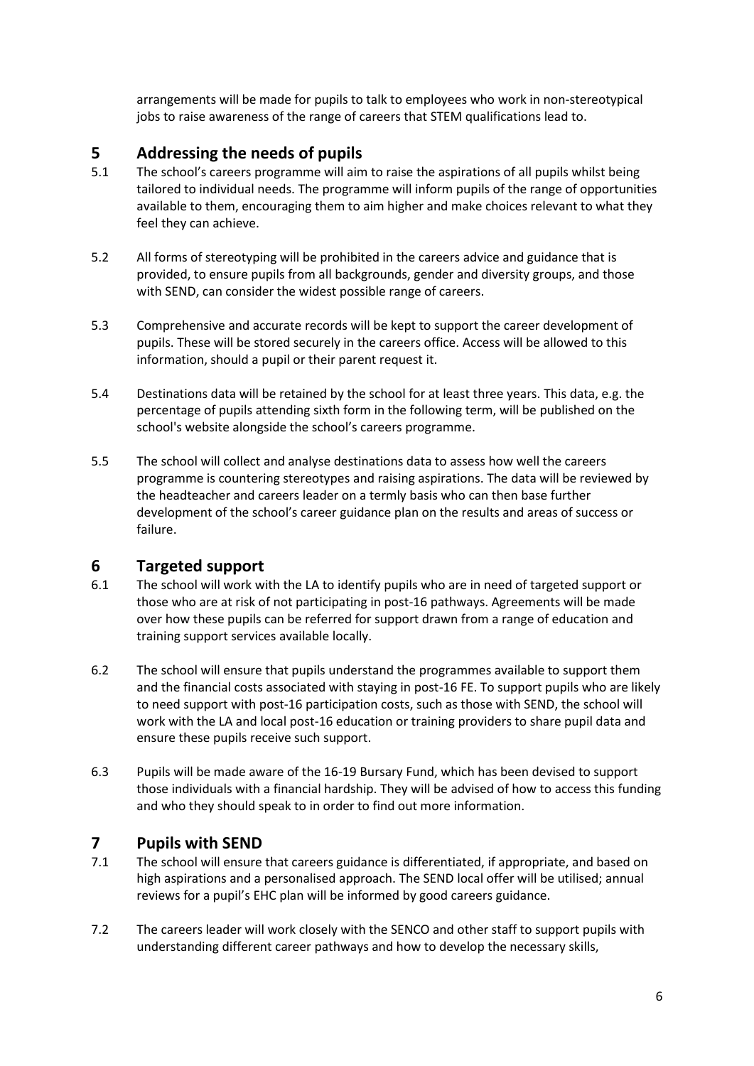arrangements will be made for pupils to talk to employees who work in non-stereotypical jobs to raise awareness of the range of careers that STEM qualifications lead to.

## 5 Addressing the needs of pupils

5.1 The school's careers programme will aim to raise the aspirations of all pupils whilst being tailored to individual needs. The programme will inform pupils of the range of opportunities available to them, encouraging them to aim higher and make choices relevant to what they feel they can achieve.

5.2 All forms of stereotyping will be prohibited in the careers advice and guidance that is provided, to ensure pupils from all backgrounds, gender and diversity groups, and those with SEND, can consider the widest possible range of careers.

5.3 Comprehensive and accurate records will be kept to support the career development of pupils. These will be stored securely in the careers office. Access will be allowed to this information, should a pupil or their parent request it.

5.4 Destinations data will be retained by the school for at least three years. This data, e.g. the percentage of pupils attending sixth form in the following term, will be published on the school's website alongside the school's careers programme.

5.5 The school will collect and analyse destinations data to assess how well the careers programme is countering stereotypes and raising aspirations. The data will be reviewed by the headteacher and careers leader on a termly basis who can then base further development of the school's career guidance plan on the results and areas of success or failure.

## 6 Targeted support

6.1 The school will work with the LA to identify pupils who are in need of targeted support or those who are at risk of not participating in post-16 pathways. Agreements will be made over how these pupils can be referred for support drawn from a range of education and training support services available locally.

6.2 The school will ensure that pupils understand the programmes available to support them and the financial costs associated with staying in post-16 FE. To support pupils who are likely to need support with post-16 participation costs, such as those with SEND, the school will work with the LA and local post-16 education or training providers to share pupil data and ensure these pupils receive such support.

6.3 Pupils will be made aware of the 16-19 Bursary Fund, which has been devised to support those individuals with a financial hardship. They will be advised of how to access this funding and who they should speak to in order to find out more information.

## 7 Pupils with SEND

7.1 The school will ensure that careers guidance is differentiated, if appropriate, and based on high aspirations and a personalised approach. The SEND local offer will be utilised; annual reviews for a pupil's EHC plan will be informed by good careers guidance.

7.2 The careers leader will work closely with the SENCO and other staff to support pupils with understanding different career pathways and how to develop the necessary skills,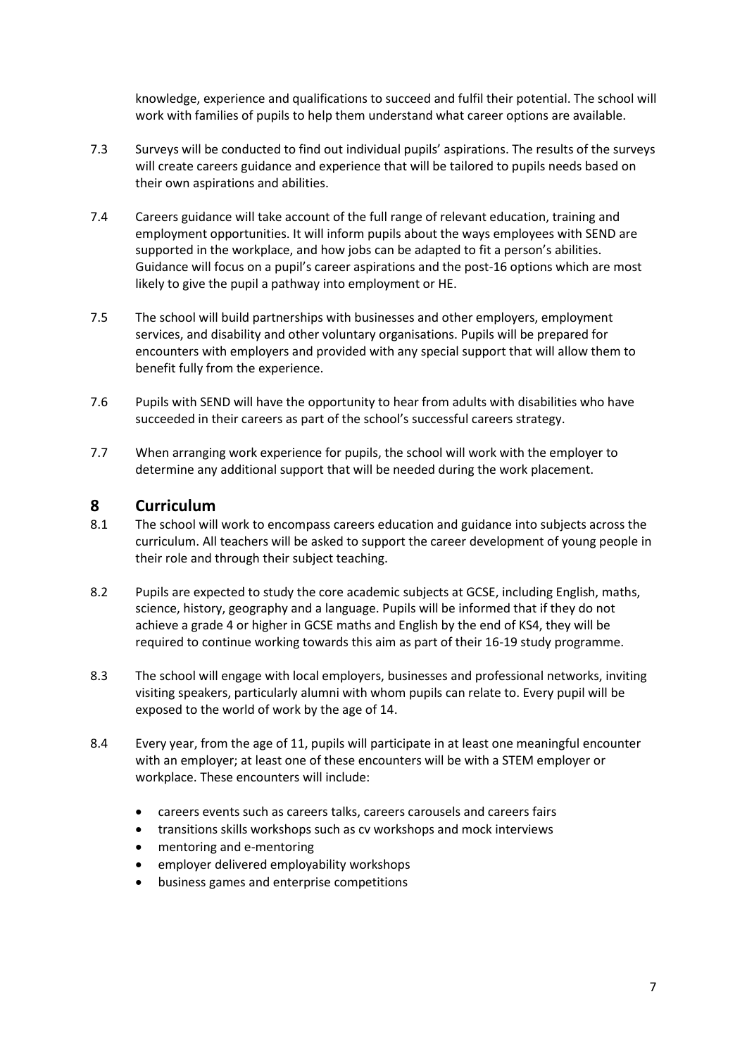knowledge, experience and qualifications to succeed and fulfil their potential. The school will work with families of pupils to help them understand what career options are available.

7.3 Surveys will be conducted to find out individual pupils' aspirations. The results of the surveys will create careers guidance and experience that will be tailored to pupils needs based on their own aspirations and abilities.

7.4 Careers guidance will take account of the full range of relevant education, training and employment opportunities. It will inform pupils about the ways employees with SEND are supported in the workplace, and how jobs can be adapted to fit a person's abilities. Guidance will focus on a pupil's career aspirations and the post-16 options which are most likely to give the pupil a pathway into employment or HE.

7.5 The school will build partnerships with businesses and other employers, employment services, and disability and other voluntary organisations. Pupils will be prepared for encounters with employers and provided with any special support that will allow them to benefit fully from the experience.

7.6 Pupils with SEND will have the opportunity to hear from adults with disabilities who have succeeded in their careers as part of the school's successful careers strategy.

7.7 When arranging work experience for pupils, the school will work with the employer to determine any additional support that will be needed during the work placement.

## 8 Curriculum

8.1 The school will work to encompass careers education and guidance into subjects across the curriculum. All teachers will be asked to support the career development of young people in their role and through their subject teaching.

8.2 Pupils are expected to study the core academic subjects at GCSE, including English, maths, science, history, geography and a language. Pupils will be informed that if they do not achieve a grade 4 or higher in GCSE maths and English by the end of KS4, they will be required to continue working towards this aim as part of their 16-19 study programme.

8.3 The school will engage with local employers, businesses and professional networks, inviting visiting speakers, particularly alumni with whom pupils can relate to. Every pupil will be exposed to the world of work by the age of 14.

8.4 Every year, from the age of 11, pupils will participate in at least one meaningful encounter with an employer; at least one of these encounters will be with a STEM employer or workplace. These encounters will include:

- careers events such as careers talks, careers carousels and careers fairs
- transitions skills workshops such as cv workshops and mock interviews
- mentoring and e-mentoring
- employer delivered employability workshops
- business games and enterprise competitions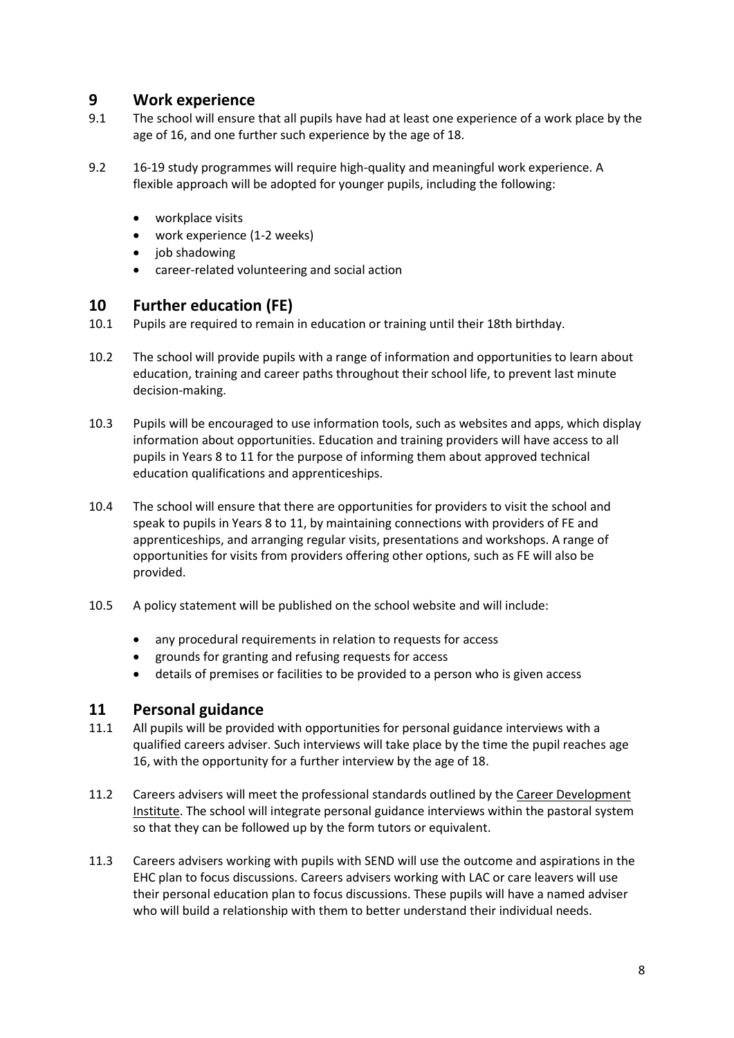## 9 Work experience

9.1 The school will ensure that all pupils have had at least one experience of a work place by the age of 16, and one further such experience by the age of 18.

9.2 16-19 study programmes will require high-quality and meaningful work experience. A flexible approach will be adopted for younger pupils, including the following:

- workplace visits
- work experience (1-2 weeks)
- job shadowing
- career-related volunteering and social action

## 10 Further education (FE)

10.1 Pupils are required to remain in education or training until their 18th birthday.

10.2 The school will provide pupils with a range of information and opportunities to learn about education, training and career paths throughout their school life, to prevent last minute decision-making.

10.3 Pupils will be encouraged to use information tools, such as websites and apps, which display information about opportunities. Education and training providers will have access to all pupils in Years 8 to 11 for the purpose of informing them about approved technical education qualifications and apprenticeships.

10.4 The school will ensure that there are opportunities for providers to visit the school and speak to pupils in Years 8 to 11, by maintaining connections with providers of FE and apprenticeships, and arranging regular visits, presentations and workshops. A range of opportunities for visits from providers offering other options, such as FE will also be provided.

10.5 A policy statement will be published on the school website and will include:

- any procedural requirements in relation to requests for access
- grounds for granting and refusing requests for access
- details of premises or facilities to be provided to a person who is given access

## 11 Personal guidance

11.1 All pupils will be provided with opportunities for personal guidance interviews with a qualified careers adviser. Such interviews will take place by the time the pupil reaches age 16, with the opportunity for a further interview by the age of 18.

11.2 Careers advisers will meet the professional standards outlined by the Career Development Institute. The school will integrate personal guidance interviews within the pastoral system so that they can be followed up by the form tutors or equivalent.

11.3 Careers advisers working with pupils with SEND will use the outcome and aspirations in the EHC plan to focus discussions. Careers advisers working with LAC or care leavers will use their personal education plan to focus discussions. These pupils will have a named adviser who will build a relationship with them to better understand their individual needs.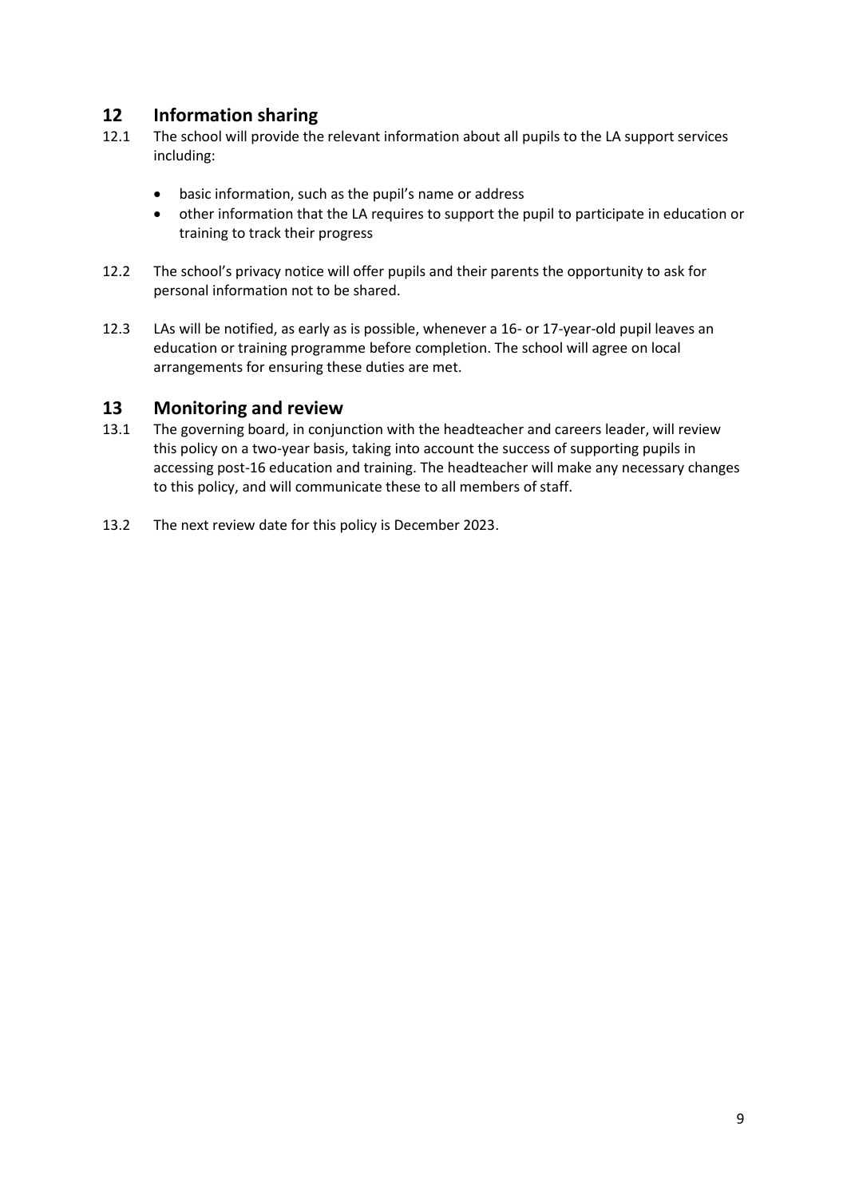## 12 Information sharing

12.1 The school will provide the relevant information about all pupils to the LA support services including:

- basic information, such as the pupil's name or address
- other information that the LA requires to support the pupil to participate in education or training to track their progress

12.2 The school's privacy notice will offer pupils and their parents the opportunity to ask for personal information not to be shared.

12.3 LAs will be notified, as early as is possible, whenever a 16- or 17-year-old pupil leaves an education or training programme before completion. The school will agree on local arrangements for ensuring these duties are met.

## 13 Monitoring and review

13.1 The governing board, in conjunction with the headteacher and careers leader, will review this policy on a two-year basis, taking into account the success of supporting pupils in accessing post-16 education and training. The headteacher will make any necessary changes to this policy, and will communicate these to all members of staff.

13.2 The next review date for this policy is December 2023.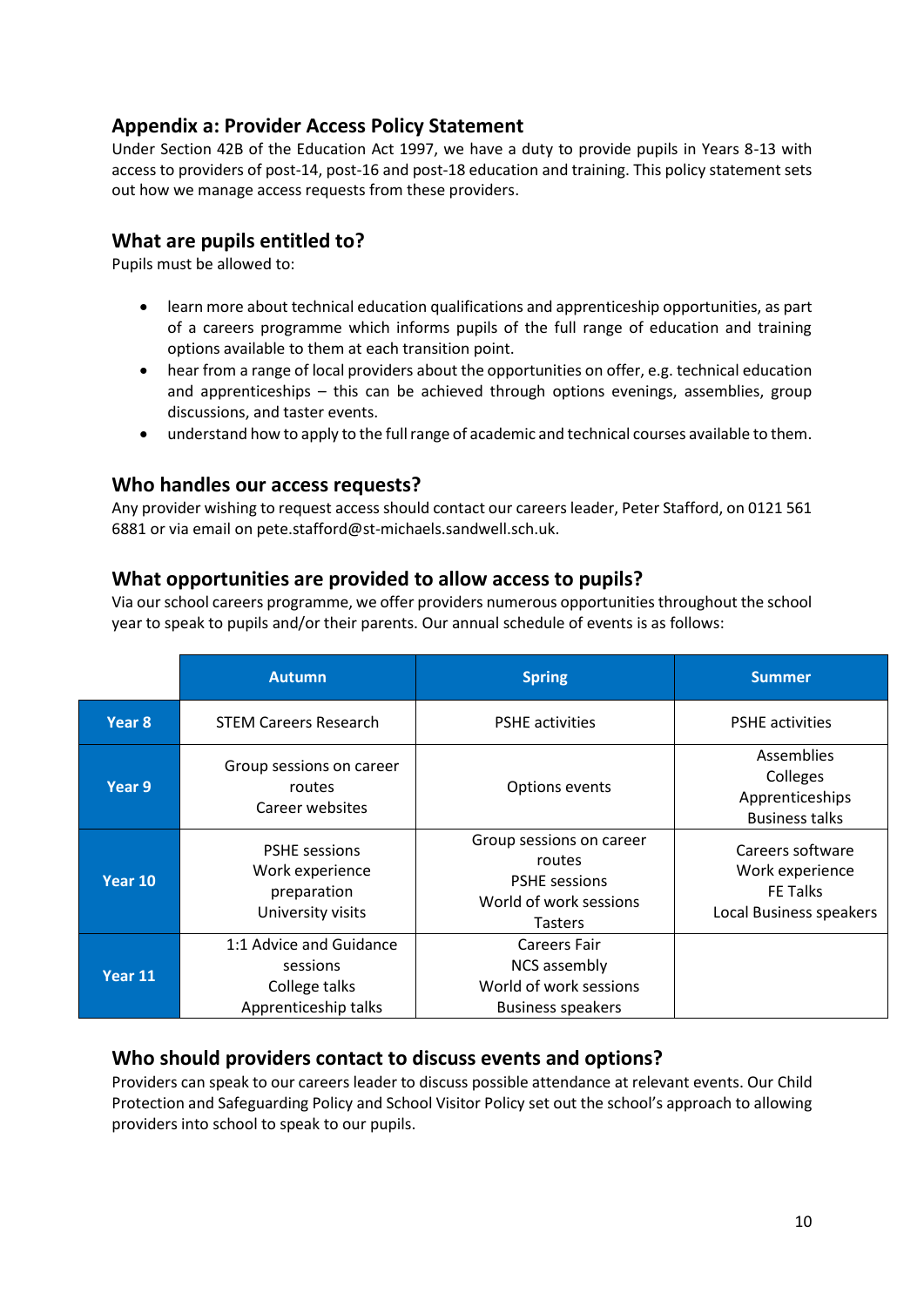## Appendix a: Provider Access Policy Statement

Under Section 42B of the Education Act 1997, we have a duty to provide pupils in Years 8-13 with access to providers of post-14, post-16 and post-18 education and training. This policy statement sets out how we manage access requests from these providers.

## What are pupils entitled to?

Pupils must be allowed to:

- learn more about technical education qualifications and apprenticeship opportunities, as part of a careers programme which informs pupils of the full range of education and training options available to them at each transition point.
- hear from a range of local providers about the opportunities on offer, e.g. technical education and apprenticeships – this can be achieved through options evenings, assemblies, group discussions, and taster events.
- understand how to apply to the full range of academic and technical courses available to them.

## Who handles our access requests?

Any provider wishing to request access should contact our careers leader, Peter Stafford, on 0121 561 6881 or via email on pete.stafford@st-michaels.sandwell.sch.uk.

## What opportunities are provided to allow access to pupils?

Via our school careers programme, we offer providers numerous opportunities throughout the school year to speak to pupils and/or their parents. Our annual schedule of events is as follows:

| | Autumn | Spring | Summer |
|---|---|---|---|
| **Year 8** | STEM Careers Research | PSHE activities | PSHE activities |
| **Year 9** | Group sessions on career routes<br>Career websites | Options events | Assemblies<br>Colleges<br>Apprenticeships<br>Business talks |
| **Year 10** | PSHE sessions<br>Work experience preparation<br>University visits | Group sessions on career routes<br>PSHE sessions<br>World of work sessions<br>Tasters | Careers software<br>Work experience<br>FE Talks<br>Local Business speakers |
| **Year 11** | 1:1 Advice and Guidance sessions<br>College talks<br>Apprenticeship talks | Careers Fair<br>NCS assembly<br>World of work sessions<br>Business speakers | |

## Who should providers contact to discuss events and options?

Providers can speak to our careers leader to discuss possible attendance at relevant events. Our Child Protection and Safeguarding Policy and School Visitor Policy set out the school's approach to allowing providers into school to speak to our pupils.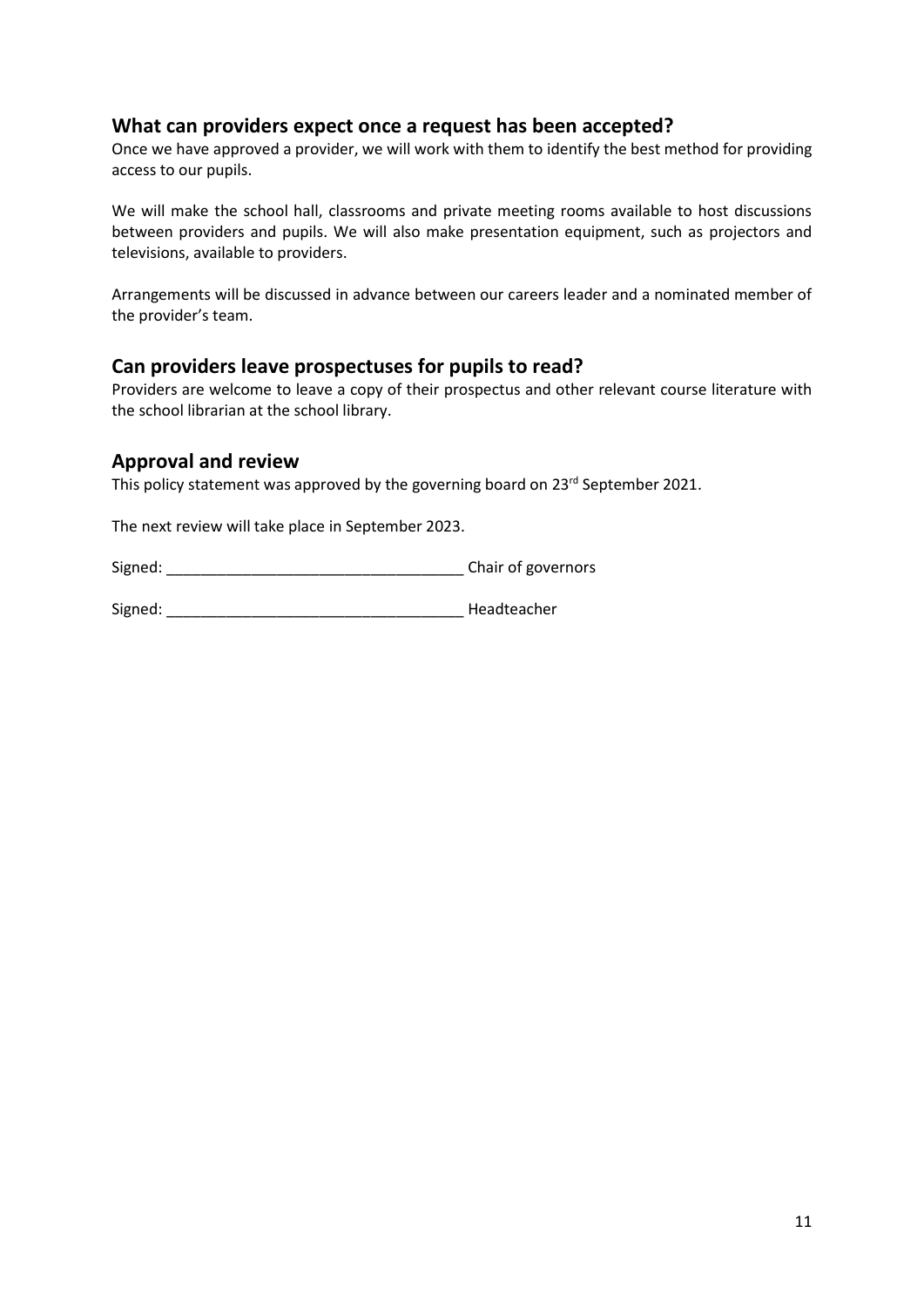## What can providers expect once a request has been accepted?

Once we have approved a provider, we will work with them to identify the best method for providing access to our pupils.

We will make the school hall, classrooms and private meeting rooms available to host discussions between providers and pupils. We will also make presentation equipment, such as projectors and televisions, available to providers.

Arrangements will be discussed in advance between our careers leader and a nominated member of the provider's team.

## Can providers leave prospectuses for pupils to read?

Providers are welcome to leave a copy of their prospectus and other relevant course literature with the school librarian at the school library.

## Approval and review

This policy statement was approved by the governing board on 23rd September 2021.

The next review will take place in September 2023.

Signed: ___________________________________ Chair of governors

Signed: ___________________________________ Headteacher